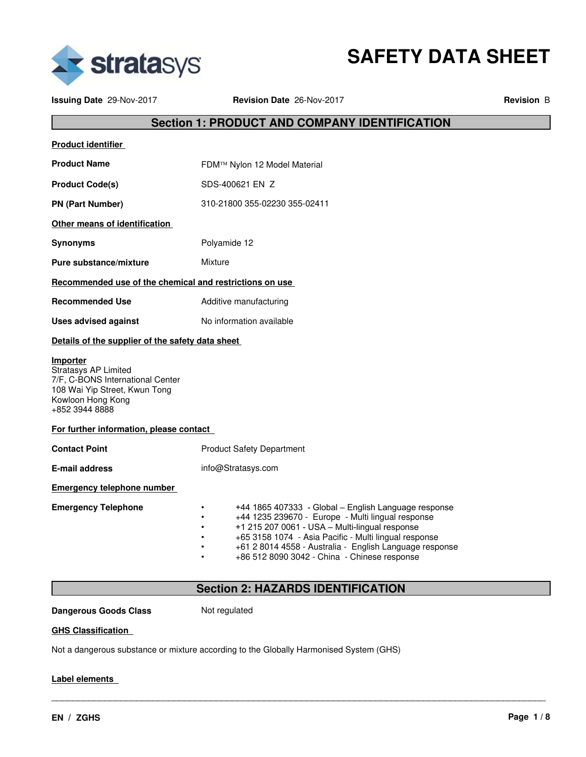# SAFETY DATA SHEET

**Issuing Date** 29-Nov-2017 **Revision Date** 26-Nov-2017 **Revision** B

## Section 1: PRODUCT AND COMPANY IDENTIFICATION

**Product identifier**

| | |
|---|---|
| **Product Name** | FDM™ Nylon 12 Model Material |
| **Product Code(s)** | SDS-400621 EN Z |
| **PN (Part Number)** | 310-21800 355-02230 355-02411 |

**Other means of identification**

| | |
|---|---|
| **Synonyms** | Polyamide 12 |
| **Pure substance/mixture** | Mixture |

**Recommended use of the chemical and restrictions on use**

| | |
|---|---|
| **Recommended Use** | Additive manufacturing |
| **Uses advised against** | No information available |

**Details of the supplier of the safety data sheet**

**Importer**
Stratasys AP Limited
7/F, C-BONS International Center
108 Wai Yip Street, Kwun Tong
Kowloon Hong Kong
+852 3944 8888

**For further information, please contact**

| | |
|---|---|
| **Contact Point** | Product Safety Department |
| **E-mail address** | info@Stratasys.com |

**Emergency telephone number**

**Emergency Telephone**

- +44 1865 407333 - Global – English Language response
- +44 1235 239670 - Europe - Multi lingual response
- +1 215 207 0061 - USA – Multi-lingual response
- +65 3158 1074 - Asia Pacific - Multi lingual response
- +61 2 8014 4558 - Australia - English Language response
- +86 512 8090 3042 - China - Chinese response

## Section 2: HAZARDS IDENTIFICATION

**Dangerous Goods Class** Not regulated

**GHS Classification**

Not a dangerous substance or mixture according to the Globally Harmonised System (GHS)

**Label elements**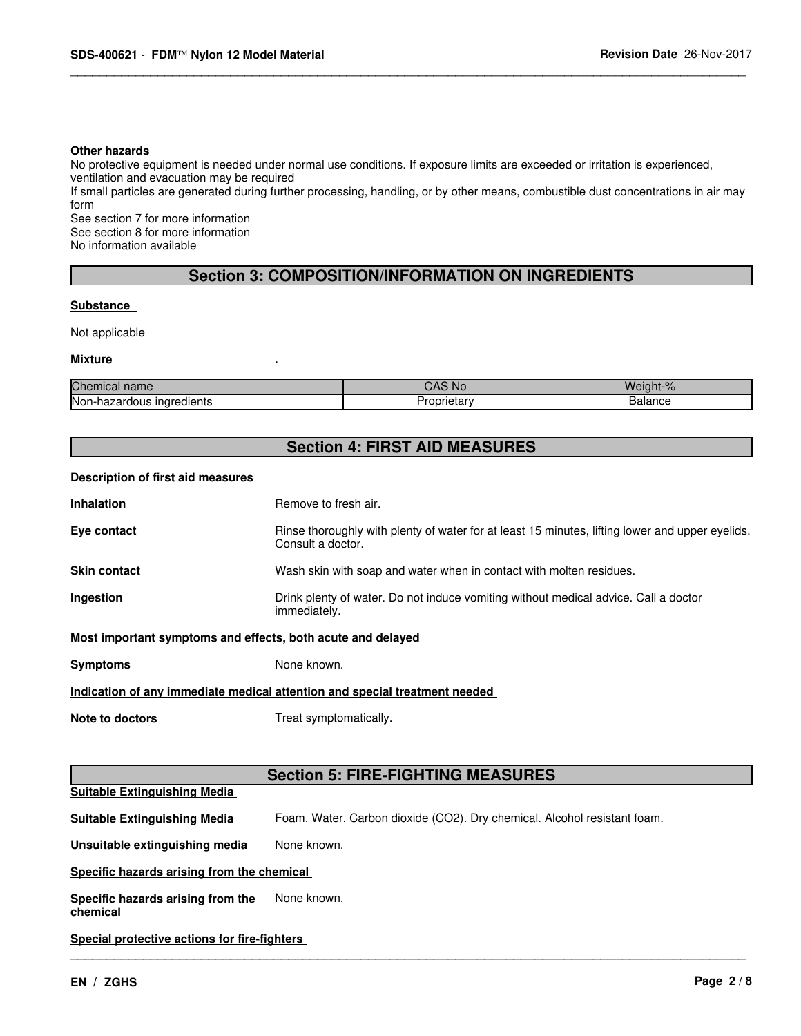**Other hazards**

No protective equipment is needed under normal use conditions. If exposure limits are exceeded or irritation is experienced, ventilation and evacuation may be required

If small particles are generated during further processing, handling, or by other means, combustible dust concentrations in air may form

See section 7 for more information

See section 8 for more information

No information available

## Section 3: COMPOSITION/INFORMATION ON INGREDIENTS

**Substance**

Not applicable

**Mixture** .

| Chemical name | CAS No | Weight-% |
|---|---|---|
| Non-hazardous ingredients | Proprietary | Balance |

## Section 4: FIRST AID MEASURES

**Description of first aid measures**

**Inhalation** Remove to fresh air.

**Eye contact** Rinse thoroughly with plenty of water for at least 15 minutes, lifting lower and upper eyelids. Consult a doctor.

**Skin contact** Wash skin with soap and water when in contact with molten residues.

**Ingestion** Drink plenty of water. Do not induce vomiting without medical advice. Call a doctor immediately.

**Most important symptoms and effects, both acute and delayed**

**Symptoms** None known.

**Indication of any immediate medical attention and special treatment needed**

**Note to doctors** Treat symptomatically.

## Section 5: FIRE-FIGHTING MEASURES

**Suitable Extinguishing Media**

**Suitable Extinguishing Media** Foam. Water. Carbon dioxide ($CO_2$). Dry chemical. Alcohol resistant foam.

**Unsuitable extinguishing media** None known.

**Specific hazards arising from the chemical**

**Specific hazards arising from the chemical** None known.

**Special protective actions for fire-fighters**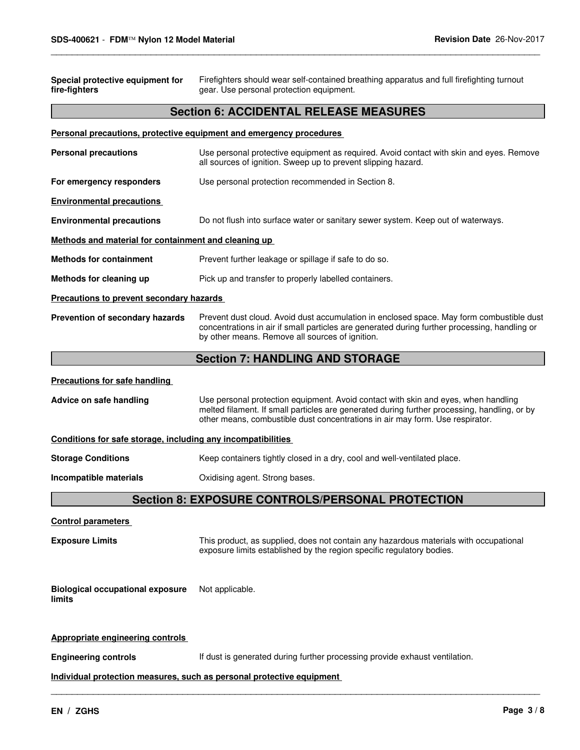**Special protective equipment for fire-fighters**: Firefighters should wear self-contained breathing apparatus and full firefighting turnout gear. Use personal protection equipment.

## Section 6: ACCIDENTAL RELEASE MEASURES

**Personal precautions, protective equipment and emergency procedures**

**Personal precautions**: Use personal protective equipment as required. Avoid contact with skin and eyes. Remove all sources of ignition. Sweep up to prevent slipping hazard.

**For emergency responders**: Use personal protection recommended in Section 8.

**Environmental precautions**

**Environmental precautions**: Do not flush into surface water or sanitary sewer system. Keep out of waterways.

**Methods and material for containment and cleaning up**

**Methods for containment**: Prevent further leakage or spillage if safe to do so.

**Methods for cleaning up**: Pick up and transfer to properly labelled containers.

**Precautions to prevent secondary hazards**

**Prevention of secondary hazards**: Prevent dust cloud. Avoid dust accumulation in enclosed space. May form combustible dust concentrations in air if small particles are generated during further processing, handling or by other means. Remove all sources of ignition.

## Section 7: HANDLING AND STORAGE

**Precautions for safe handling**

**Advice on safe handling**: Use personal protection equipment. Avoid contact with skin and eyes, when handling melted filament. If small particles are generated during further processing, handling, or by other means, combustible dust concentrations in air may form. Use respirator.

**Conditions for safe storage, including any incompatibilities**

**Storage Conditions**: Keep containers tightly closed in a dry, cool and well-ventilated place.

**Incompatible materials**: Oxidising agent. Strong bases.

## Section 8: EXPOSURE CONTROLS/PERSONAL PROTECTION

**Control parameters**

**Exposure Limits**: This product, as supplied, does not contain any hazardous materials with occupational exposure limits established by the region specific regulatory bodies.

**Biological occupational exposure limits**: Not applicable.

**Appropriate engineering controls**

**Engineering controls**: If dust is generated during further processing provide exhaust ventilation.

**Individual protection measures, such as personal protective equipment**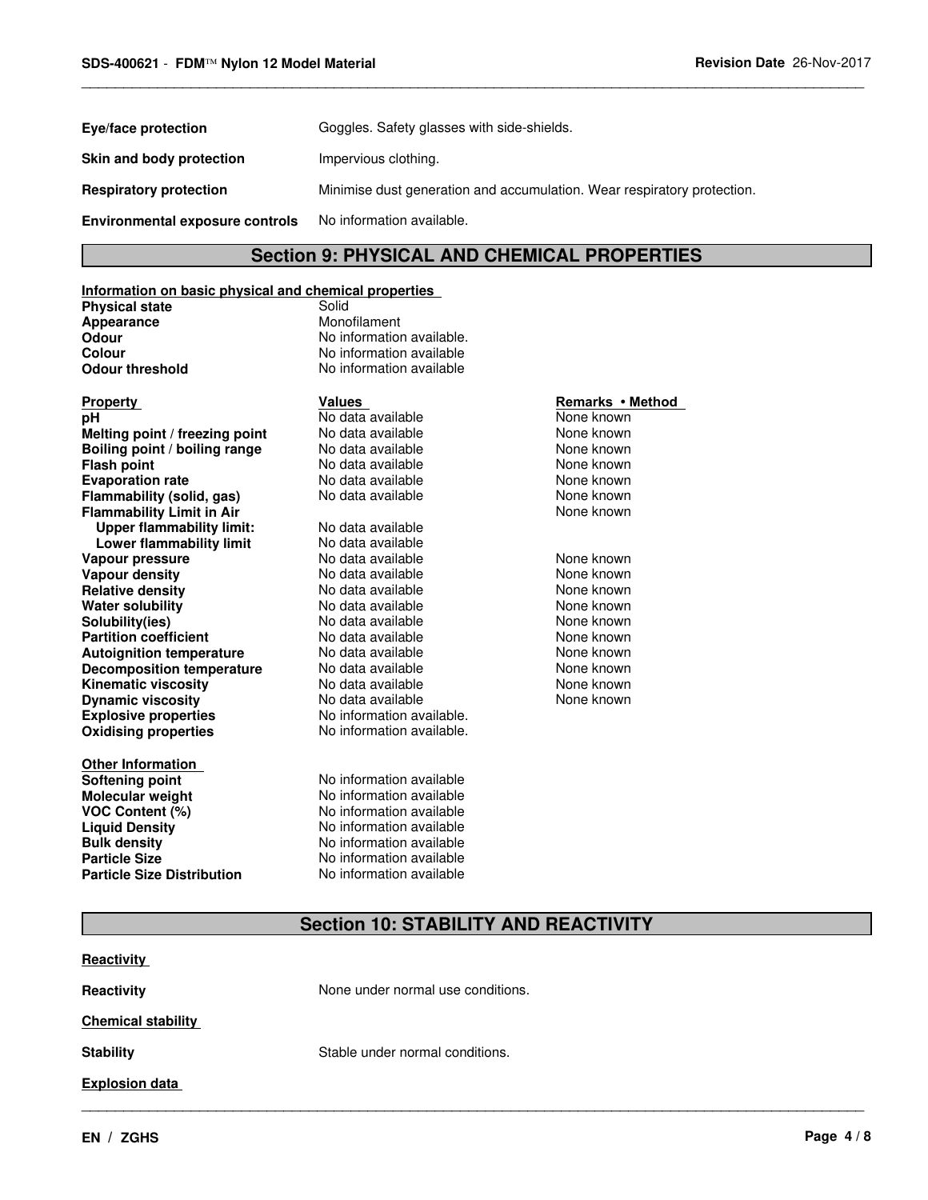| | |
|---|---|
| **Eye/face protection** | Goggles. Safety glasses with side-shields. |
| **Skin and body protection** | Impervious clothing. |
| **Respiratory protection** | Minimise dust generation and accumulation. Wear respiratory protection. |
| **Environmental exposure controls** | No information available. |

## Section 9: PHYSICAL AND CHEMICAL PROPERTIES

**Information on basic physical and chemical properties**

| | |
|---|---|
| **Physical state** | Solid |
| **Appearance** | Monofilament |
| **Odour** | No information available. |
| **Colour** | No information available |
| **Odour threshold** | No information available |

| Property | Values | Remarks • Method |
|---|---|---|
| **pH** | No data available | None known |
| **Melting point / freezing point** | No data available | None known |
| **Boiling point / boiling range** | No data available | None known |
| **Flash point** | No data available | None known |
| **Evaporation rate** | No data available | None known |
| **Flammability (solid, gas)** | No data available | None known |
| **Flammability Limit in Air** | | None known |
| **Upper flammability limit:** | No data available | |
| **Lower flammability limit** | No data available | |
| **Vapour pressure** | No data available | None known |
| **Vapour density** | No data available | None known |
| **Relative density** | No data available | None known |
| **Water solubility** | No data available | None known |
| **Solubility(ies)** | No data available | None known |
| **Partition coefficient** | No data available | None known |
| **Autoignition temperature** | No data available | None known |
| **Decomposition temperature** | No data available | None known |
| **Kinematic viscosity** | No data available | None known |
| **Dynamic viscosity** | No data available | None known |
| **Explosive properties** | No information available. | |
| **Oxidising properties** | No information available. | |

**Other Information**

| | |
|---|---|
| **Softening point** | No information available |
| **Molecular weight** | No information available |
| **VOC Content (%)** | No information available |
| **Liquid Density** | No information available |
| **Bulk density** | No information available |
| **Particle Size** | No information available |
| **Particle Size Distribution** | No information available |

## Section 10: STABILITY AND REACTIVITY

**Reactivity**

**Reactivity** None under normal use conditions.

**Chemical stability**

**Stability** Stable under normal conditions.

**Explosion data**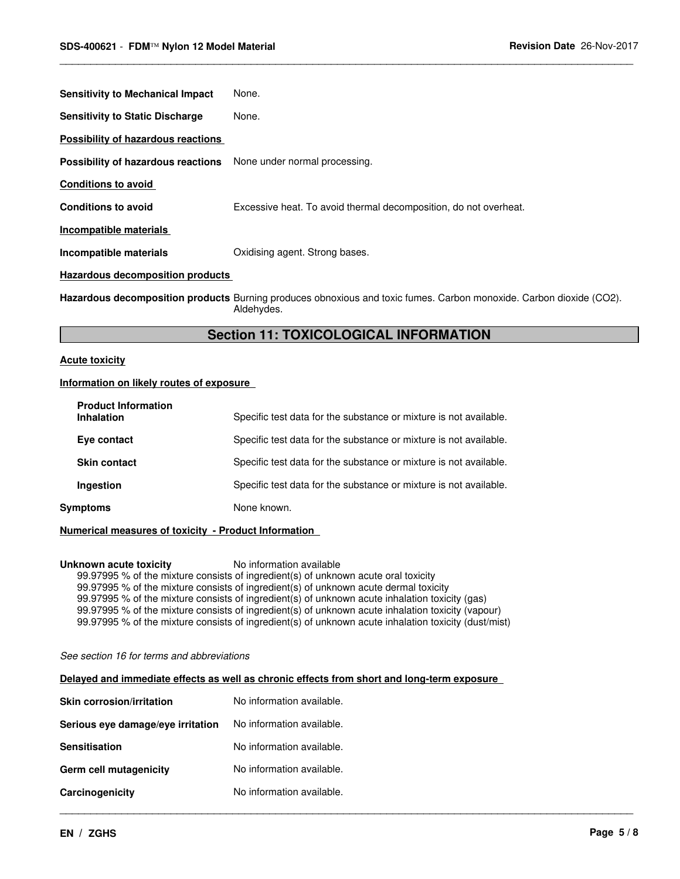**Sensitivity to Mechanical Impact** None.

**Sensitivity to Static Discharge** None.

**Possibility of hazardous reactions**

**Possibility of hazardous reactions** None under normal processing.

**Conditions to avoid**

**Conditions to avoid** Excessive heat. To avoid thermal decomposition, do not overheat.

**Incompatible materials**

**Incompatible materials** Oxidising agent. Strong bases.

**Hazardous decomposition products**

**Hazardous decomposition products** Burning produces obnoxious and toxic fumes. Carbon monoxide. Carbon dioxide ($CO_2$). Aldehydes.

## Section 11: TOXICOLOGICAL INFORMATION

**Acute toxicity**

**Information on likely routes of exposure**

**Product Information**

**Inhalation** Specific test data for the substance or mixture is not available.

**Eye contact** Specific test data for the substance or mixture is not available.

**Skin contact** Specific test data for the substance or mixture is not available.

**Ingestion** Specific test data for the substance or mixture is not available.

**Symptoms** None known.

**Numerical measures of toxicity - Product Information**

**Unknown acute toxicity** No information available

99.97995 % of the mixture consists of ingredient(s) of unknown acute oral toxicity
99.97995 % of the mixture consists of ingredient(s) of unknown acute dermal toxicity
99.97995 % of the mixture consists of ingredient(s) of unknown acute inhalation toxicity (gas)
99.97995 % of the mixture consists of ingredient(s) of unknown acute inhalation toxicity (vapour)
99.97995 % of the mixture consists of ingredient(s) of unknown acute inhalation toxicity (dust/mist)

*See section 16 for terms and abbreviations*

**Delayed and immediate effects as well as chronic effects from short and long-term exposure**

**Skin corrosion/irritation** No information available.

**Serious eye damage/eye irritation** No information available.

**Sensitisation** No information available.

**Germ cell mutagenicity** No information available.

**Carcinogenicity** No information available.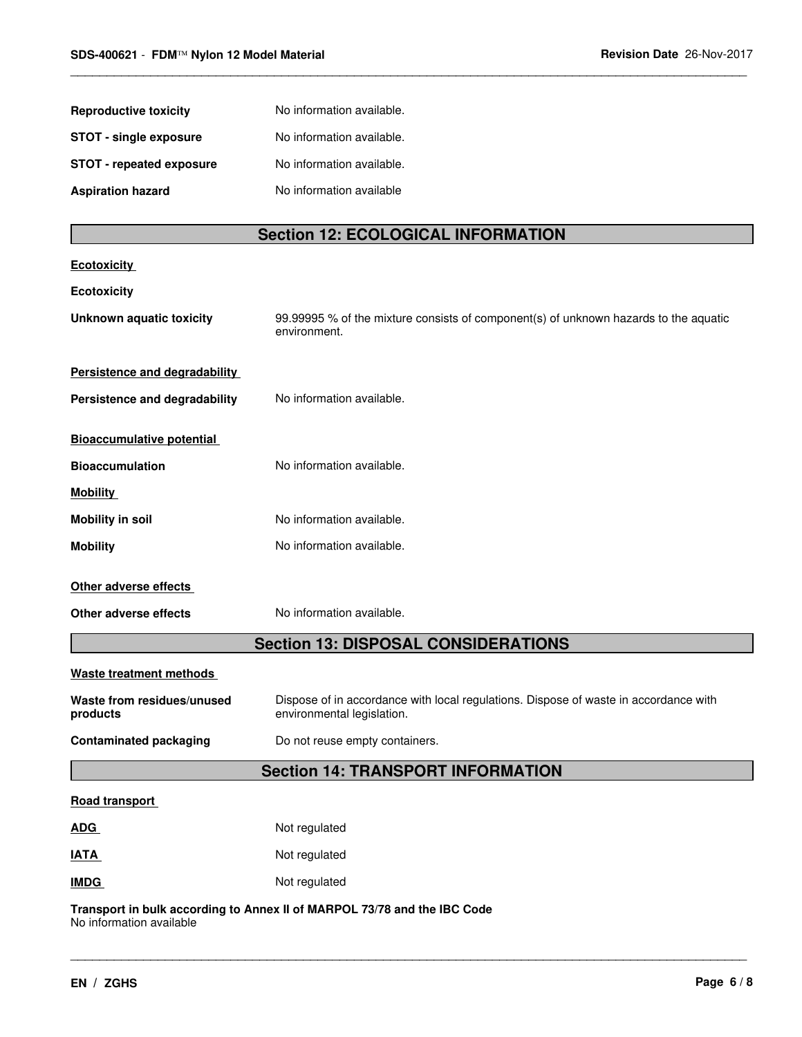**Reproductive toxicity** No information available.

**STOT - single exposure** No information available.

**STOT - repeated exposure** No information available.

**Aspiration hazard** No information available

## Section 12: ECOLOGICAL INFORMATION

**Ecotoxicity**

**Ecotoxicity**

**Unknown aquatic toxicity** 99.99995 % of the mixture consists of component(s) of unknown hazards to the aquatic environment.

**Persistence and degradability**

**Persistence and degradability** No information available.

**Bioaccumulative potential**

**Bioaccumulation** No information available.

**Mobility**

**Mobility in soil** No information available.

**Mobility** No information available.

**Other adverse effects**

**Other adverse effects** No information available.

## Section 13: DISPOSAL CONSIDERATIONS

**Waste treatment methods**

**Waste from residues/unused products** Dispose of in accordance with local regulations. Dispose of waste in accordance with environmental legislation.

**Contaminated packaging** Do not reuse empty containers.

## Section 14: TRANSPORT INFORMATION

**Road transport**

**ADG** Not regulated

**IATA** Not regulated

**IMDG** Not regulated

**Transport in bulk according to Annex II of MARPOL 73/78 and the IBC Code**
No information available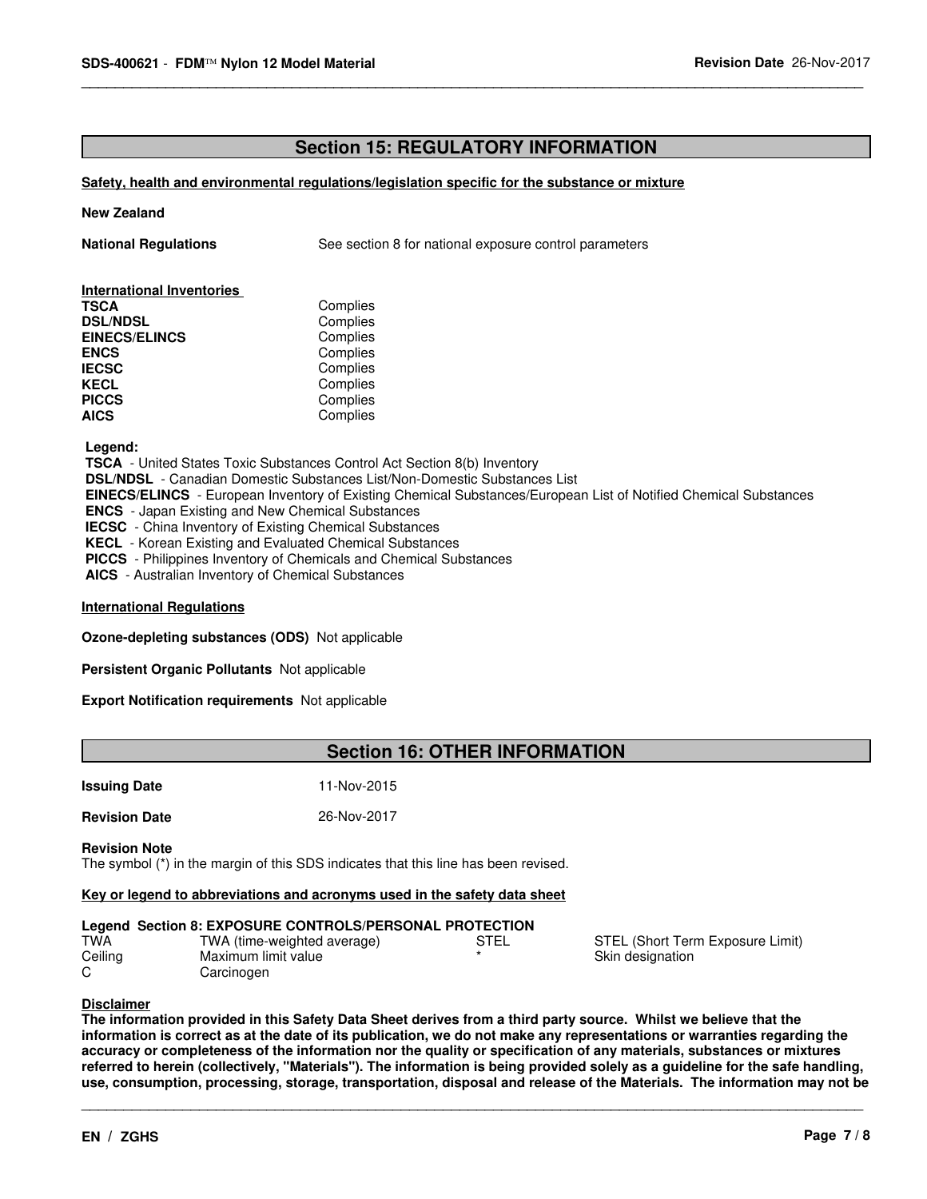## Section 15: REGULATORY INFORMATION

**Safety, health and environmental regulations/legislation specific for the substance or mixture**

**New Zealand**

**National Regulations** See section 8 for national exposure control parameters

**International Inventories**

| | |
|---|---|
| **TSCA** | Complies |
| **DSL/NDSL** | Complies |
| **EINECS/ELINCS** | Complies |
| **ENCS** | Complies |
| **IECSC** | Complies |
| **KECL** | Complies |
| **PICCS** | Complies |
| **AICS** | Complies |

**Legend:**

**TSCA** - United States Toxic Substances Control Act Section 8(b) Inventory
**DSL/NDSL** - Canadian Domestic Substances List/Non-Domestic Substances List
**EINECS/ELINCS** - European Inventory of Existing Chemical Substances/European List of Notified Chemical Substances
**ENCS** - Japan Existing and New Chemical Substances
**IECSC** - China Inventory of Existing Chemical Substances
**KECL** - Korean Existing and Evaluated Chemical Substances
**PICCS** - Philippines Inventory of Chemicals and Chemical Substances
**AICS** - Australian Inventory of Chemical Substances

**International Regulations**

**Ozone-depleting substances (ODS)** Not applicable

**Persistent Organic Pollutants** Not applicable

**Export Notification requirements** Not applicable

## Section 16: OTHER INFORMATION

**Issuing Date** 11-Nov-2015

**Revision Date** 26-Nov-2017

**Revision Note**
The symbol (*) in the margin of this SDS indicates that this line has been revised.

**Key or legend to abbreviations and acronyms used in the safety data sheet**

**Legend Section 8: EXPOSURE CONTROLS/PERSONAL PROTECTION**

| | | | |
|---|---|---|---|
| TWA | TWA (time-weighted average) | STEL | STEL (Short Term Exposure Limit) |
| Ceiling | Maximum limit value | * | Skin designation |
| C | Carcinogen | | |

**Disclaimer**
**The information provided in this Safety Data Sheet derives from a third party source. Whilst we believe that the information is correct as at the date of its publication, we do not make any representations or warranties regarding the accuracy or completeness of the information nor the quality or specification of any materials, substances or mixtures referred to herein (collectively, "Materials"). The information is being provided solely as a guideline for the safe handling, use, consumption, processing, storage, transportation, disposal and release of the Materials. The information may not be**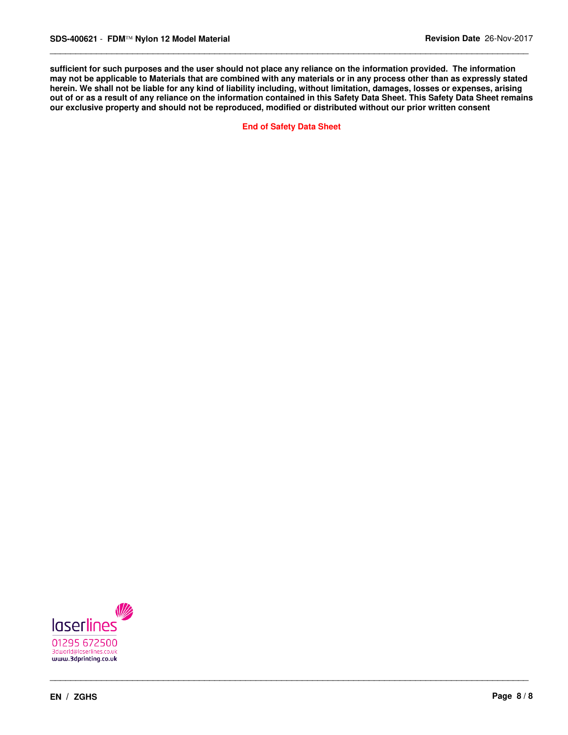**sufficient for such purposes and the user should not place any reliance on the information provided. The information may not be applicable to Materials that are combined with any materials or in any process other than as expressly stated herein. We shall not be liable for any kind of liability including, without limitation, damages, losses or expenses, arising out of or as a result of any reliance on the information contained in this Safety Data Sheet. This Safety Data Sheet remains our exclusive property and should not be reproduced, modified or distributed without our prior written consent**

**End of Safety Data Sheet**

laserlines
01295 672500
3dworld@laserlines.co.uk
www.3dprinting.co.uk